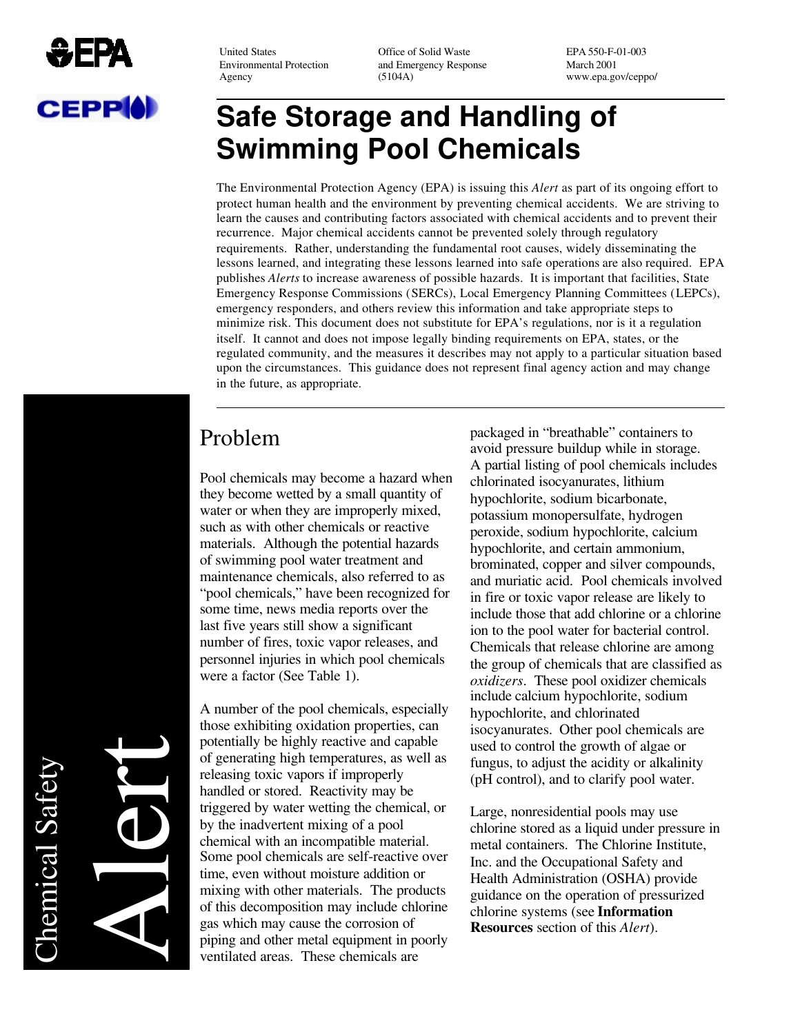United States Environmental Protection Agency

Office of Solid Waste and Emergency Response (5104A)

EPA 550-F-01-003
March 2001
www.epa.gov/ceppo/

# Safe Storage and Handling of Swimming Pool Chemicals

The Environmental Protection Agency (EPA) is issuing this *Alert* as part of its ongoing effort to protect human health and the environment by preventing chemical accidents. We are striving to learn the causes and contributing factors associated with chemical accidents and to prevent their recurrence. Major chemical accidents cannot be prevented solely through regulatory requirements. Rather, understanding the fundamental root causes, widely disseminating the lessons learned, and integrating these lessons learned into safe operations are also required. EPA publishes *Alerts* to increase awareness of possible hazards. It is important that facilities, State Emergency Response Commissions (SERCs), Local Emergency Planning Committees (LEPCs), emergency responders, and others review this information and take appropriate steps to minimize risk. This document does not substitute for EPA's regulations, nor is it a regulation itself. It cannot and does not impose legally binding requirements on EPA, states, or the regulated community, and the measures it describes may not apply to a particular situation based upon the circumstances. This guidance does not represent final agency action and may change in the future, as appropriate.

Chemical Safety Alert

## Problem

Pool chemicals may become a hazard when they become wetted by a small quantity of water or when they are improperly mixed, such as with other chemicals or reactive materials. Although the potential hazards of swimming pool water treatment and maintenance chemicals, also referred to as "pool chemicals," have been recognized for some time, news media reports over the last five years still show a significant number of fires, toxic vapor releases, and personnel injuries in which pool chemicals were a factor (See Table 1).

A number of the pool chemicals, especially those exhibiting oxidation properties, can potentially be highly reactive and capable of generating high temperatures, as well as releasing toxic vapors if improperly handled or stored. Reactivity may be triggered by water wetting the chemical, or by the inadvertent mixing of a pool chemical with an incompatible material. Some pool chemicals are self-reactive over time, even without moisture addition or mixing with other materials. The products of this decomposition may include chlorine gas which may cause the corrosion of piping and other metal equipment in poorly ventilated areas. These chemicals are packaged in "breathable" containers to avoid pressure buildup while in storage. A partial listing of pool chemicals includes chlorinated isocyanurates, lithium hypochlorite, sodium bicarbonate, potassium monopersulfate, hydrogen peroxide, sodium hypochlorite, calcium hypochlorite, and certain ammonium, brominated, copper and silver compounds, and muriatic acid. Pool chemicals involved in fire or toxic vapor release are likely to include those that add chlorine or a chlorine ion to the pool water for bacterial control. Chemicals that release chlorine are among the group of chemicals that are classified as *oxidizers*. These pool oxidizer chemicals include calcium hypochlorite, sodium hypochlorite, and chlorinated isocyanurates. Other pool chemicals are used to control the growth of algae or fungus, to adjust the acidity or alkalinity (pH control), and to clarify pool water.

Large, nonresidential pools may use chlorine stored as a liquid under pressure in metal containers. The Chlorine Institute, Inc. and the Occupational Safety and Health Administration (OSHA) provide guidance on the operation of pressurized chlorine systems (see **Information Resources** section of this *Alert*).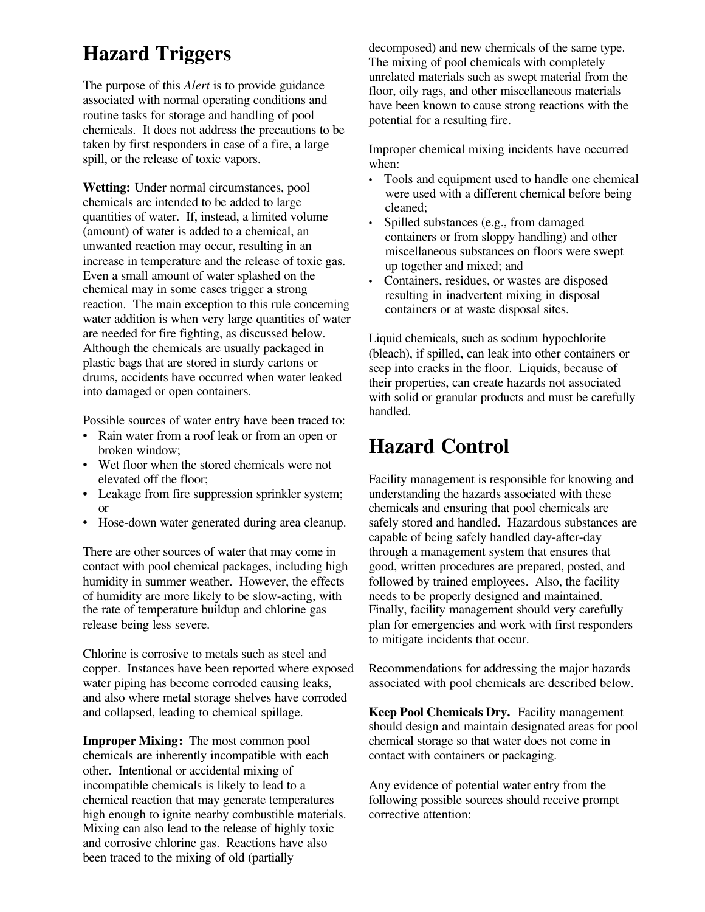## Hazard Triggers

The purpose of this *Alert* is to provide guidance associated with normal operating conditions and routine tasks for storage and handling of pool chemicals. It does not address the precautions to be taken by first responders in case of a fire, a large spill, or the release of toxic vapors.

**Wetting:** Under normal circumstances, pool chemicals are intended to be added to large quantities of water. If, instead, a limited volume (amount) of water is added to a chemical, an unwanted reaction may occur, resulting in an increase in temperature and the release of toxic gas. Even a small amount of water splashed on the chemical may in some cases trigger a strong reaction. The main exception to this rule concerning water addition is when very large quantities of water are needed for fire fighting, as discussed below. Although the chemicals are usually packaged in plastic bags that are stored in sturdy cartons or drums, accidents have occurred when water leaked into damaged or open containers.

Possible sources of water entry have been traced to:

- Rain water from a roof leak or from an open or broken window;
- Wet floor when the stored chemicals were not elevated off the floor;
- Leakage from fire suppression sprinkler system; or
- Hose-down water generated during area cleanup.

There are other sources of water that may come in contact with pool chemical packages, including high humidity in summer weather. However, the effects of humidity are more likely to be slow-acting, with the rate of temperature buildup and chlorine gas release being less severe.

Chlorine is corrosive to metals such as steel and copper. Instances have been reported where exposed water piping has become corroded causing leaks, and also where metal storage shelves have corroded and collapsed, leading to chemical spillage.

**Improper Mixing:** The most common pool chemicals are inherently incompatible with each other. Intentional or accidental mixing of incompatible chemicals is likely to lead to a chemical reaction that may generate temperatures high enough to ignite nearby combustible materials. Mixing can also lead to the release of highly toxic and corrosive chlorine gas. Reactions have also been traced to the mixing of old (partially decomposed) and new chemicals of the same type. The mixing of pool chemicals with completely unrelated materials such as swept material from the floor, oily rags, and other miscellaneous materials have been known to cause strong reactions with the potential for a resulting fire.

Improper chemical mixing incidents have occurred when:

- Tools and equipment used to handle one chemical were used with a different chemical before being cleaned;
- Spilled substances (e.g., from damaged containers or from sloppy handling) and other miscellaneous substances on floors were swept up together and mixed; and
- Containers, residues, or wastes are disposed resulting in inadvertent mixing in disposal containers or at waste disposal sites.

Liquid chemicals, such as sodium hypochlorite (bleach), if spilled, can leak into other containers or seep into cracks in the floor. Liquids, because of their properties, can create hazards not associated with solid or granular products and must be carefully handled.

## Hazard Control

Facility management is responsible for knowing and understanding the hazards associated with these chemicals and ensuring that pool chemicals are safely stored and handled. Hazardous substances are capable of being safely handled day-after-day through a management system that ensures that good, written procedures are prepared, posted, and followed by trained employees. Also, the facility needs to be properly designed and maintained. Finally, facility management should very carefully plan for emergencies and work with first responders to mitigate incidents that occur.

Recommendations for addressing the major hazards associated with pool chemicals are described below.

**Keep Pool Chemicals Dry.** Facility management should design and maintain designated areas for pool chemical storage so that water does not come in contact with containers or packaging.

Any evidence of potential water entry from the following possible sources should receive prompt corrective attention: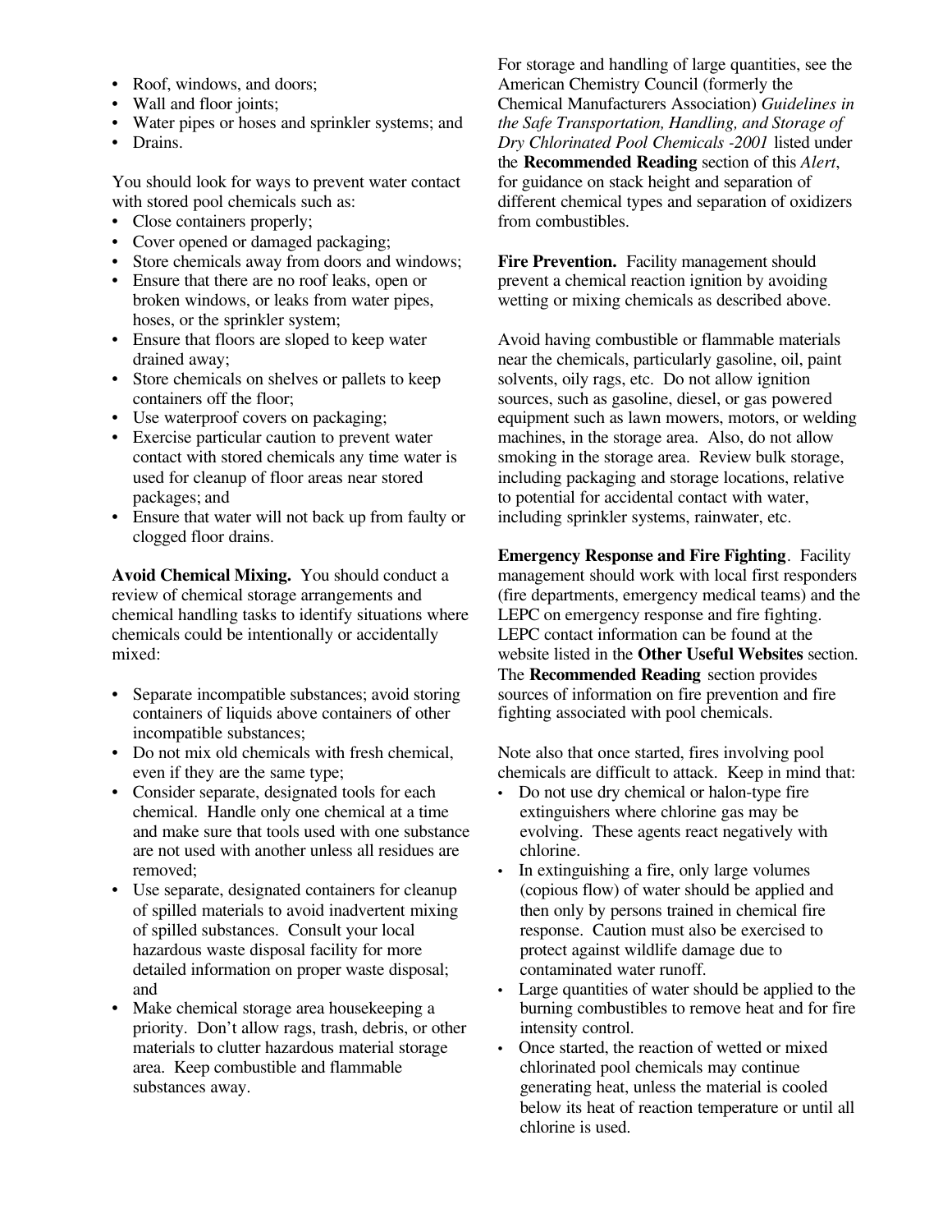- Roof, windows, and doors;
- Wall and floor joints;
- Water pipes or hoses and sprinkler systems; and
- Drains.

You should look for ways to prevent water contact with stored pool chemicals such as:

- Close containers properly;
- Cover opened or damaged packaging;
- Store chemicals away from doors and windows;
- Ensure that there are no roof leaks, open or broken windows, or leaks from water pipes, hoses, or the sprinkler system;
- Ensure that floors are sloped to keep water drained away;
- Store chemicals on shelves or pallets to keep containers off the floor;
- Use waterproof covers on packaging;
- Exercise particular caution to prevent water contact with stored chemicals any time water is used for cleanup of floor areas near stored packages; and
- Ensure that water will not back up from faulty or clogged floor drains.

**Avoid Chemical Mixing.** You should conduct a review of chemical storage arrangements and chemical handling tasks to identify situations where chemicals could be intentionally or accidentally mixed:

- Separate incompatible substances; avoid storing containers of liquids above containers of other incompatible substances;
- Do not mix old chemicals with fresh chemical, even if they are the same type;
- Consider separate, designated tools for each chemical. Handle only one chemical at a time and make sure that tools used with one substance are not used with another unless all residues are removed;
- Use separate, designated containers for cleanup of spilled materials to avoid inadvertent mixing of spilled substances. Consult your local hazardous waste disposal facility for more detailed information on proper waste disposal; and
- Make chemical storage area housekeeping a priority. Don't allow rags, trash, debris, or other materials to clutter hazardous material storage area. Keep combustible and flammable substances away.

For storage and handling of large quantities, see the American Chemistry Council (formerly the Chemical Manufacturers Association) *Guidelines in the Safe Transportation, Handling, and Storage of Dry Chlorinated Pool Chemicals -2001* listed under the **Recommended Reading** section of this *Alert*, for guidance on stack height and separation of different chemical types and separation of oxidizers from combustibles.

**Fire Prevention.** Facility management should prevent a chemical reaction ignition by avoiding wetting or mixing chemicals as described above.

Avoid having combustible or flammable materials near the chemicals, particularly gasoline, oil, paint solvents, oily rags, etc. Do not allow ignition sources, such as gasoline, diesel, or gas powered equipment such as lawn mowers, motors, or welding machines, in the storage area. Also, do not allow smoking in the storage area. Review bulk storage, including packaging and storage locations, relative to potential for accidental contact with water, including sprinkler systems, rainwater, etc.

**Emergency Response and Fire Fighting**. Facility management should work with local first responders (fire departments, emergency medical teams) and the LEPC on emergency response and fire fighting. LEPC contact information can be found at the website listed in the **Other Useful Websites** section. The **Recommended Reading** section provides sources of information on fire prevention and fire fighting associated with pool chemicals.

Note also that once started, fires involving pool chemicals are difficult to attack. Keep in mind that:

- Do not use dry chemical or halon-type fire extinguishers where chlorine gas may be evolving. These agents react negatively with chlorine.
- In extinguishing a fire, only large volumes (copious flow) of water should be applied and then only by persons trained in chemical fire response. Caution must also be exercised to protect against wildlife damage due to contaminated water runoff.
- Large quantities of water should be applied to the burning combustibles to remove heat and for fire intensity control.
- Once started, the reaction of wetted or mixed chlorinated pool chemicals may continue generating heat, unless the material is cooled below its heat of reaction temperature or until all chlorine is used.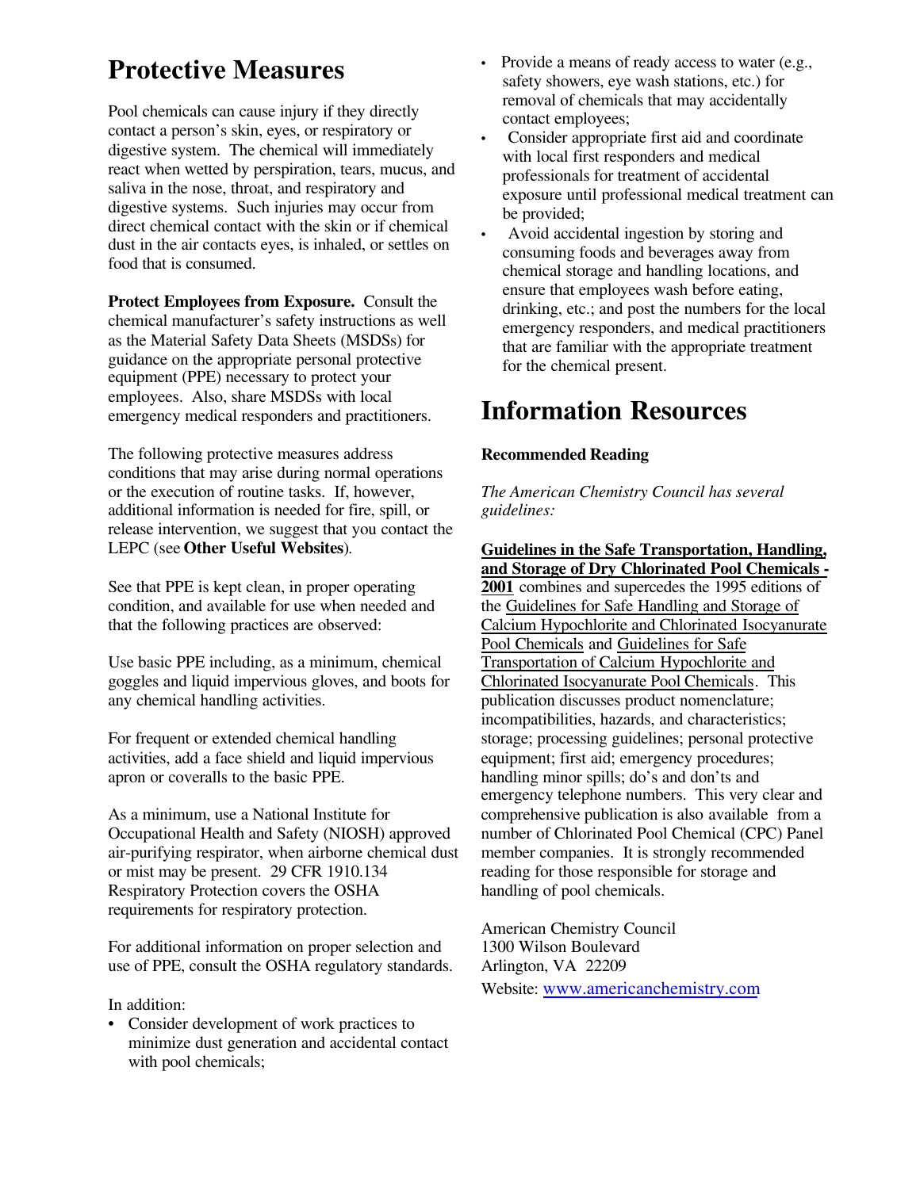# Protective Measures

Pool chemicals can cause injury if they directly contact a person's skin, eyes, or respiratory or digestive system. The chemical will immediately react when wetted by perspiration, tears, mucus, and saliva in the nose, throat, and respiratory and digestive systems. Such injuries may occur from direct chemical contact with the skin or if chemical dust in the air contacts eyes, is inhaled, or settles on food that is consumed.

**Protect Employees from Exposure.** Consult the chemical manufacturer's safety instructions as well as the Material Safety Data Sheets (MSDSs) for guidance on the appropriate personal protective equipment (PPE) necessary to protect your employees. Also, share MSDSs with local emergency medical responders and practitioners.

The following protective measures address conditions that may arise during normal operations or the execution of routine tasks. If, however, additional information is needed for fire, spill, or release intervention, we suggest that you contact the LEPC (see **Other Useful Websites**).

See that PPE is kept clean, in proper operating condition, and available for use when needed and that the following practices are observed:

Use basic PPE including, as a minimum, chemical goggles and liquid impervious gloves, and boots for any chemical handling activities.

For frequent or extended chemical handling activities, add a face shield and liquid impervious apron or coveralls to the basic PPE.

As a minimum, use a National Institute for Occupational Health and Safety (NIOSH) approved air-purifying respirator, when airborne chemical dust or mist may be present. 29 CFR 1910.134 Respiratory Protection covers the OSHA requirements for respiratory protection.

For additional information on proper selection and use of PPE, consult the OSHA regulatory standards.

In addition:

- Consider development of work practices to minimize dust generation and accidental contact with pool chemicals;
- Provide a means of ready access to water (e.g., safety showers, eye wash stations, etc.) for removal of chemicals that may accidentally contact employees;
- Consider appropriate first aid and coordinate with local first responders and medical professionals for treatment of accidental exposure until professional medical treatment can be provided;
- Avoid accidental ingestion by storing and consuming foods and beverages away from chemical storage and handling locations, and ensure that employees wash before eating, drinking, etc.; and post the numbers for the local emergency responders, and medical practitioners that are familiar with the appropriate treatment for the chemical present.

# Information Resources

**Recommended Reading**

*The American Chemistry Council has several guidelines:*

**Guidelines in the Safe Transportation, Handling, and Storage of Dry Chlorinated Pool Chemicals - 2001** combines and supercedes the 1995 editions of the Guidelines for Safe Handling and Storage of Calcium Hypochlorite and Chlorinated Isocyanurate Pool Chemicals and Guidelines for Safe Transportation of Calcium Hypochlorite and Chlorinated Isocyanurate Pool Chemicals. This publication discusses product nomenclature; incompatibilities, hazards, and characteristics; storage; processing guidelines; personal protective equipment; first aid; emergency procedures; handling minor spills; do's and don'ts and emergency telephone numbers. This very clear and comprehensive publication is also available from a number of Chlorinated Pool Chemical (CPC) Panel member companies. It is strongly recommended reading for those responsible for storage and handling of pool chemicals.

American Chemistry Council
1300 Wilson Boulevard
Arlington, VA 22209
Website: www.americanchemistry.com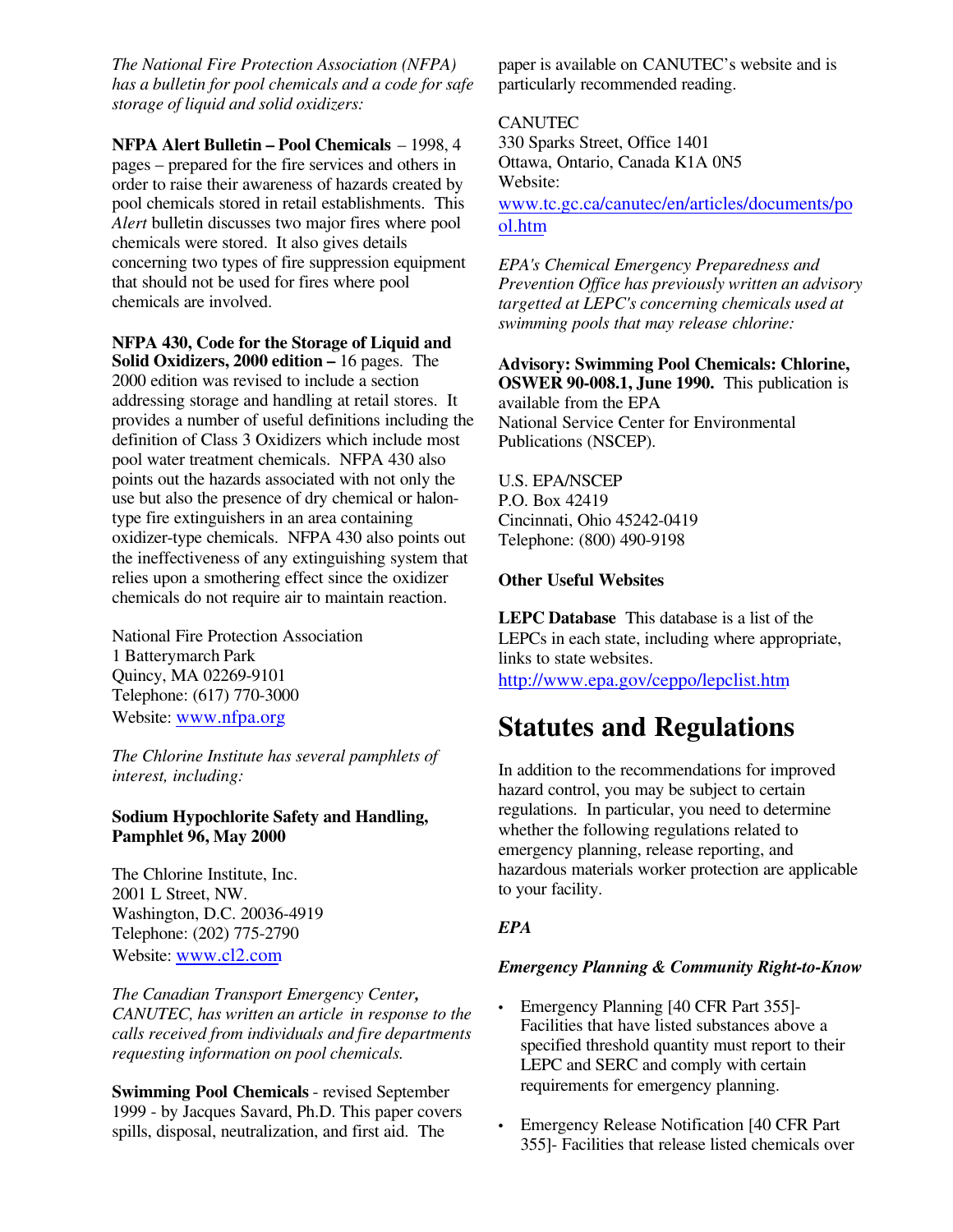*The National Fire Protection Association (NFPA) has a bulletin for pool chemicals and a code for safe storage of liquid and solid oxidizers:*

**NFPA Alert Bulletin – Pool Chemicals** – 1998, 4 pages – prepared for the fire services and others in order to raise their awareness of hazards created by pool chemicals stored in retail establishments. This *Alert* bulletin discusses two major fires where pool chemicals were stored. It also gives details concerning two types of fire suppression equipment that should not be used for fires where pool chemicals are involved.

**NFPA 430, Code for the Storage of Liquid and Solid Oxidizers, 2000 edition –** 16 pages. The 2000 edition was revised to include a section addressing storage and handling at retail stores. It provides a number of useful definitions including the definition of Class 3 Oxidizers which include most pool water treatment chemicals. NFPA 430 also points out the hazards associated with not only the use but also the presence of dry chemical or halon-type fire extinguishers in an area containing oxidizer-type chemicals. NFPA 430 also points out the ineffectiveness of any extinguishing system that relies upon a smothering effect since the oxidizer chemicals do not require air to maintain reaction.

National Fire Protection Association
1 Batterymarch Park
Quincy, MA 02269-9101
Telephone: (617) 770-3000
Website: www.nfpa.org

*The Chlorine Institute has several pamphlets of interest, including:*

**Sodium Hypochlorite Safety and Handling, Pamphlet 96, May 2000**

The Chlorine Institute, Inc.
2001 L Street, NW.
Washington, D.C. 20036-4919
Telephone: (202) 775-2790
Website: www.cl2.com

*The Canadian Transport Emergency Center, CANUTEC, has written an article in response to the calls received from individuals and fire departments requesting information on pool chemicals.*

**Swimming Pool Chemicals** - revised September 1999 - by Jacques Savard, Ph.D. This paper covers spills, disposal, neutralization, and first aid. The paper is available on CANUTEC's website and is particularly recommended reading.

CANUTEC
330 Sparks Street, Office 1401
Ottawa, Ontario, Canada K1A 0N5
Website:
www.tc.gc.ca/canutec/en/articles/documents/pool.htm

*EPA's Chemical Emergency Preparedness and Prevention Office has previously written an advisory targetted at LEPC's concerning chemicals used at swimming pools that may release chlorine:*

**Advisory: Swimming Pool Chemicals: Chlorine, OSWER 90-008.1, June 1990.** This publication is available from the EPA National Service Center for Environmental Publications (NSCEP).

U.S. EPA/NSCEP
P.O. Box 42419
Cincinnati, Ohio 45242-0419
Telephone: (800) 490-9198

**Other Useful Websites**

**LEPC Database** This database is a list of the LEPCs in each state, including where appropriate, links to state websites.
http://www.epa.gov/ceppo/lepclist.htm

# Statutes and Regulations

In addition to the recommendations for improved hazard control, you may be subject to certain regulations. In particular, you need to determine whether the following regulations related to emergency planning, release reporting, and hazardous materials worker protection are applicable to your facility.

***EPA***

***Emergency Planning & Community Right-to-Know***

- Emergency Planning [40 CFR Part 355]- Facilities that have listed substances above a specified threshold quantity must report to their LEPC and SERC and comply with certain requirements for emergency planning.
- Emergency Release Notification [40 CFR Part 355]- Facilities that release listed chemicals over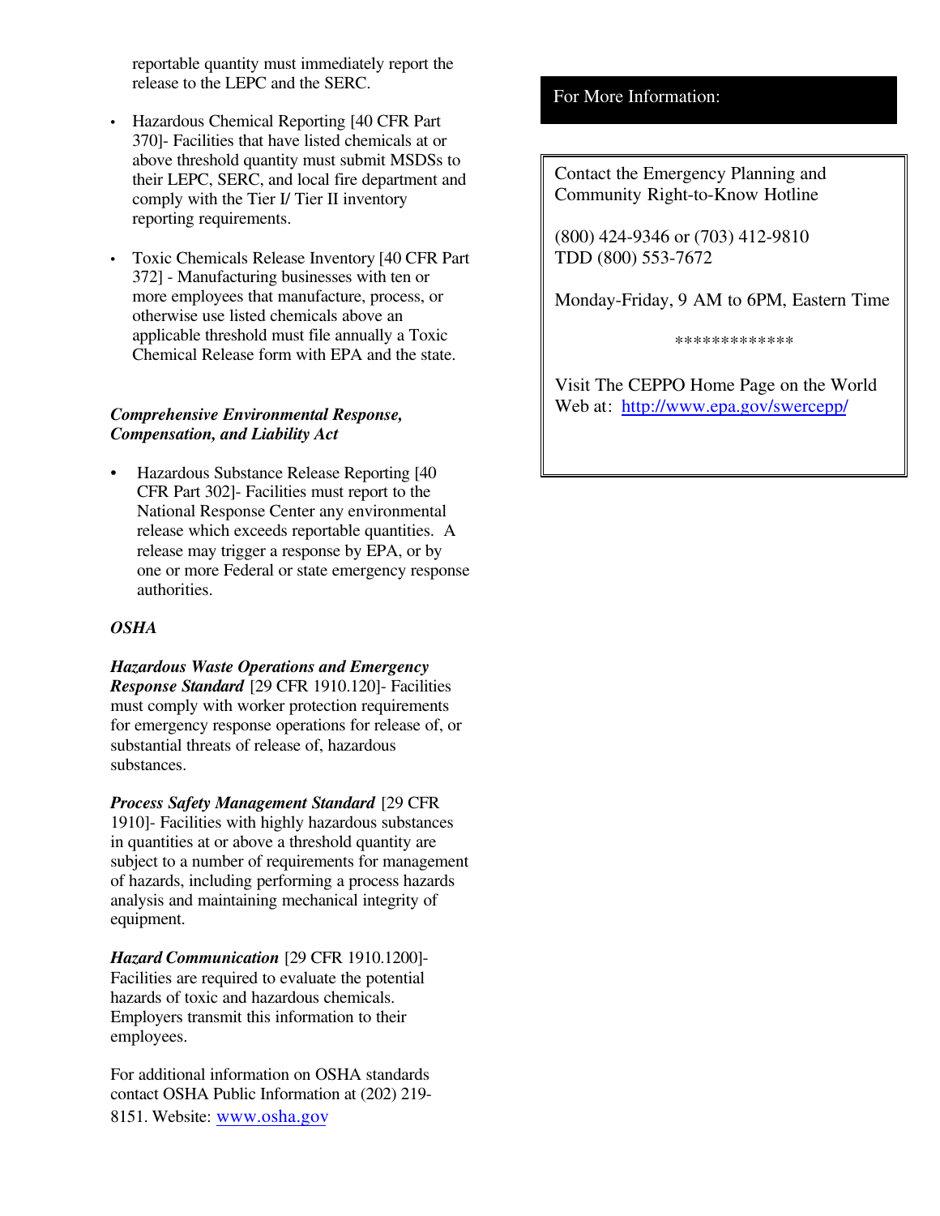reportable quantity must immediately report the release to the LEPC and the SERC.

- Hazardous Chemical Reporting [40 CFR Part 370]- Facilities that have listed chemicals at or above threshold quantity must submit MSDSs to their LEPC, SERC, and local fire department and comply with the Tier I/ Tier II inventory reporting requirements.

- Toxic Chemicals Release Inventory [40 CFR Part 372] - Manufacturing businesses with ten or more employees that manufacture, process, or otherwise use listed chemicals above an applicable threshold must file annually a Toxic Chemical Release form with EPA and the state.

***Comprehensive Environmental Response, Compensation, and Liability Act***

- Hazardous Substance Release Reporting [40 CFR Part 302]- Facilities must report to the National Response Center any environmental release which exceeds reportable quantities. A release may trigger a response by EPA, or by one or more Federal or state emergency response authorities.

***OSHA***

***Hazardous Waste Operations and Emergency Response Standard*** [29 CFR 1910.120]- Facilities must comply with worker protection requirements for emergency response operations for release of, or substantial threats of release of, hazardous substances.

***Process Safety Management Standard*** [29 CFR 1910]- Facilities with highly hazardous substances in quantities at or above a threshold quantity are subject to a number of requirements for management of hazards, including performing a process hazards analysis and maintaining mechanical integrity of equipment.

***Hazard Communication*** [29 CFR 1910.1200]- Facilities are required to evaluate the potential hazards of toxic and hazardous chemicals. Employers transmit this information to their employees.

For additional information on OSHA standards contact OSHA Public Information at (202) 219-8151. Website: www.osha.gov

## For More Information:

Contact the Emergency Planning and Community Right-to-Know Hotline

(800) 424-9346 or (703) 412-9810
TDD (800) 553-7672

Monday-Friday, 9 AM to 6PM, Eastern Time

*************

Visit The CEPPO Home Page on the World Web at: http://www.epa.gov/swercepp/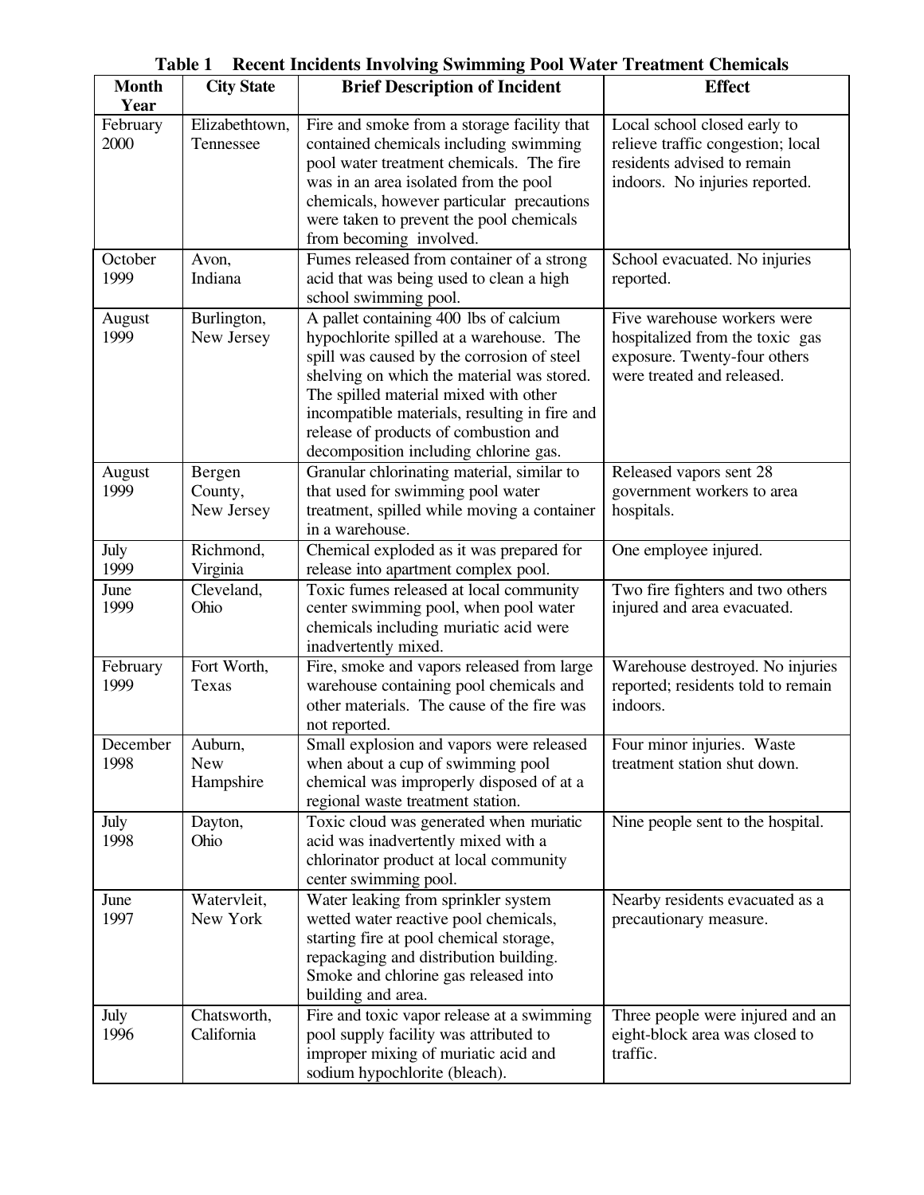**Table 1 Recent Incidents Involving Swimming Pool Water Treatment Chemicals**

| Month Year | City State | Brief Description of Incident | Effect |
|---|---|---|---|
| February 2000 | Elizabethtown, Tennessee | Fire and smoke from a storage facility that contained chemicals including swimming pool water treatment chemicals. The fire was in an area isolated from the pool chemicals, however particular precautions were taken to prevent the pool chemicals from becoming involved. | Local school closed early to relieve traffic congestion; local residents advised to remain indoors. No injuries reported. |
| October 1999 | Avon, Indiana | Fumes released from container of a strong acid that was being used to clean a high school swimming pool. | School evacuated. No injuries reported. |
| August 1999 | Burlington, New Jersey | A pallet containing 400 lbs of calcium hypochlorite spilled at a warehouse. The spill was caused by the corrosion of steel shelving on which the material was stored. The spilled material mixed with other incompatible materials, resulting in fire and release of products of combustion and decomposition including chlorine gas. | Five warehouse workers were hospitalized from the toxic gas exposure. Twenty-four others were treated and released. |
| August 1999 | Bergen County, New Jersey | Granular chlorinating material, similar to that used for swimming pool water treatment, spilled while moving a container in a warehouse. | Released vapors sent 28 government workers to area hospitals. |
| July 1999 | Richmond, Virginia | Chemical exploded as it was prepared for release into apartment complex pool. | One employee injured. |
| June 1999 | Cleveland, Ohio | Toxic fumes released at local community center swimming pool, when pool water chemicals including muriatic acid were inadvertently mixed. | Two fire fighters and two others injured and area evacuated. |
| February 1999 | Fort Worth, Texas | Fire, smoke and vapors released from large warehouse containing pool chemicals and other materials. The cause of the fire was not reported. | Warehouse destroyed. No injuries reported; residents told to remain indoors. |
| December 1998 | Auburn, New Hampshire | Small explosion and vapors were released when about a cup of swimming pool chemical was improperly disposed of at a regional waste treatment station. | Four minor injuries. Waste treatment station shut down. |
| July 1998 | Dayton, Ohio | Toxic cloud was generated when muriatic acid was inadvertently mixed with a chlorinator product at local community center swimming pool. | Nine people sent to the hospital. |
| June 1997 | Watervleit, New York | Water leaking from sprinkler system wetted water reactive pool chemicals, starting fire at pool chemical storage, repackaging and distribution building. Smoke and chlorine gas released into building and area. | Nearby residents evacuated as a precautionary measure. |
| July 1996 | Chatsworth, California | Fire and toxic vapor release at a swimming pool supply facility was attributed to improper mixing of muriatic acid and sodium hypochlorite (bleach). | Three people were injured and an eight-block area was closed to traffic. |